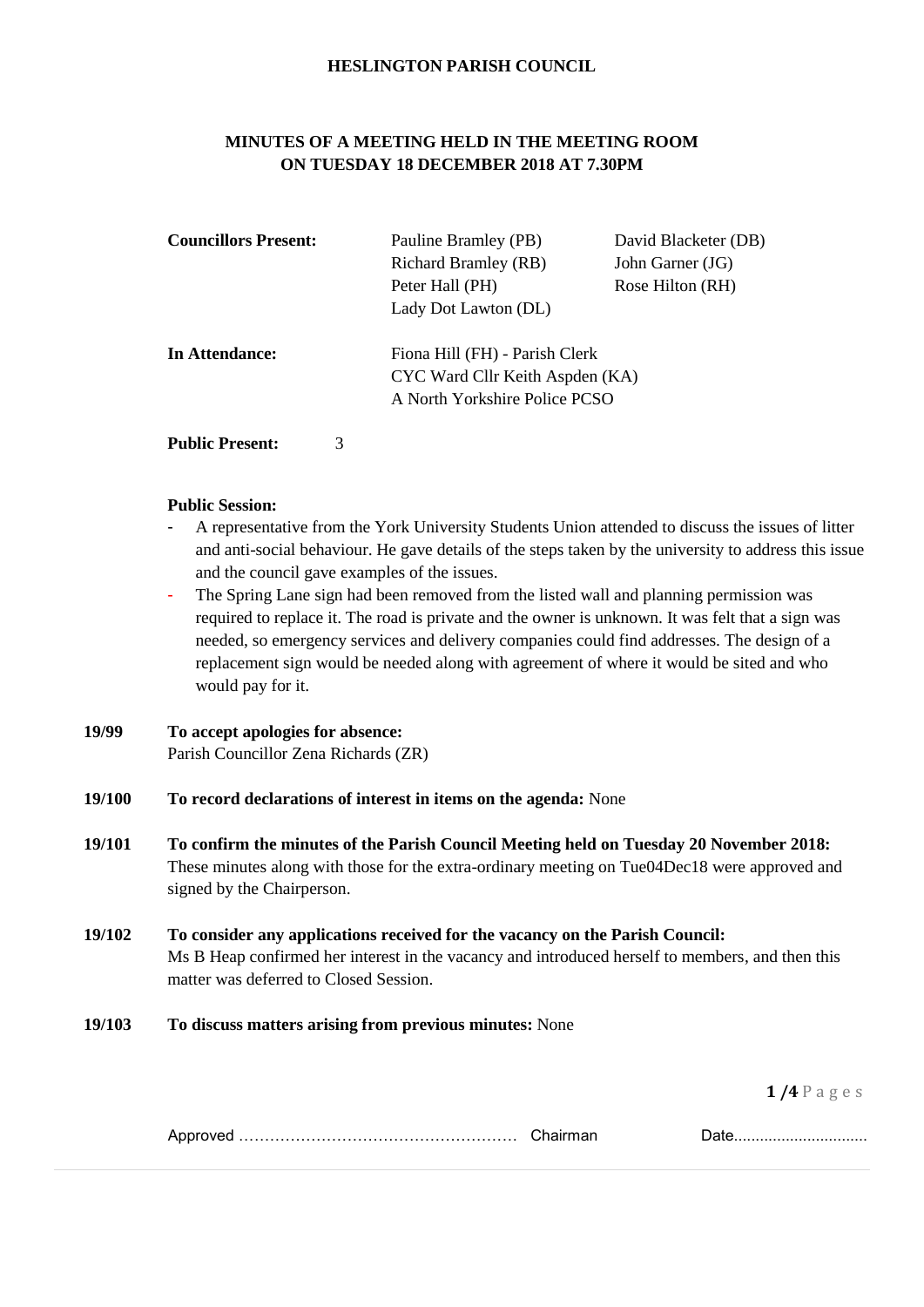**HESLINGTON PARISH COUNCIL**

**MINUTES OF A MEETING HELD IN THE MEETING ROOM ON TUESDAY 18 DECEMBER 2018 AT 7.30PM**

| **Councillors Present:** | Pauline Bramley (PB) | David Blacketer (DB) |
|---|---|---|
| | Richard Bramley (RB) | John Garner (JG) |
| | Peter Hall (PH) | Rose Hilton (RH) |
| | Lady Dot Lawton (DL) | |

| **In Attendance:** | Fiona Hill (FH) - Parish Clerk |
|---|---|
| | CYC Ward Cllr Keith Aspden (KA) |
| | A North Yorkshire Police PCSO |

**Public Present:** 3

**Public Session:**

- A representative from the York University Students Union attended to discuss the issues of litter and anti-social behaviour. He gave details of the steps taken by the university to address this issue and the council gave examples of the issues.
- The Spring Lane sign had been removed from the listed wall and planning permission was required to replace it. The road is private and the owner is unknown. It was felt that a sign was needed, so emergency services and delivery companies could find addresses. The design of a replacement sign would be needed along with agreement of where it would be sited and who would pay for it.

**19/99 To accept apologies for absence:**
Parish Councillor Zena Richards (ZR)

**19/100 To record declarations of interest in items on the agenda:** None

**19/101 To confirm the minutes of the Parish Council Meeting held on Tuesday 20 November 2018:**
These minutes along with those for the extra-ordinary meeting on Tue04Dec18 were approved and signed by the Chairperson.

**19/102 To consider any applications received for the vacancy on the Parish Council:**
Ms B Heap confirmed her interest in the vacancy and introduced herself to members, and then this matter was deferred to Closed Session.

**19/103 To discuss matters arising from previous minutes:** None

Approved ……………………………………………… Chairman Date...............................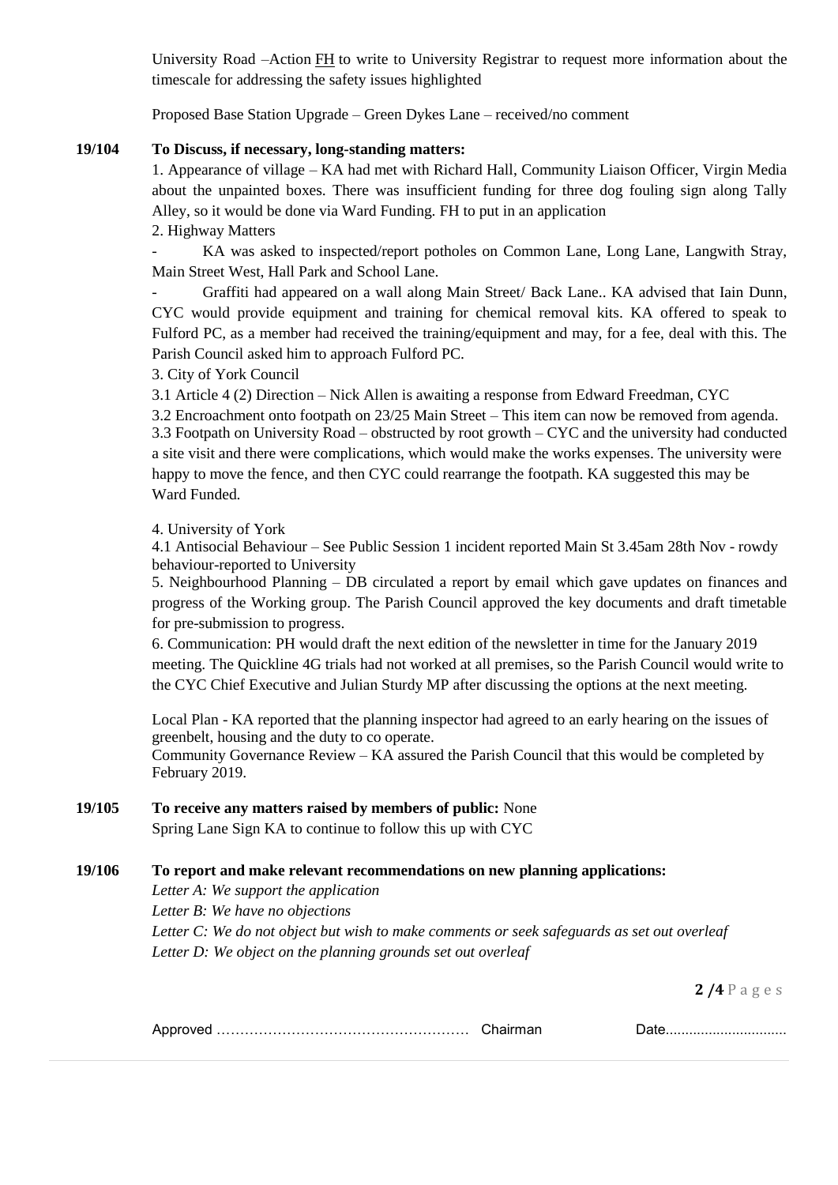University Road –Action FH to write to University Registrar to request more information about the timescale for addressing the safety issues highlighted

Proposed Base Station Upgrade – Green Dykes Lane – received/no comment

**19/104 To Discuss, if necessary, long-standing matters:**

1. Appearance of village – KA had met with Richard Hall, Community Liaison Officer, Virgin Media about the unpainted boxes. There was insufficient funding for three dog fouling sign along Tally Alley, so it would be done via Ward Funding. FH to put in an application

2. Highway Matters

- KA was asked to inspected/report potholes on Common Lane, Long Lane, Langwith Stray, Main Street West, Hall Park and School Lane.
- Graffiti had appeared on a wall along Main Street/ Back Lane.. KA advised that Iain Dunn, CYC would provide equipment and training for chemical removal kits. KA offered to speak to Fulford PC, as a member had received the training/equipment and may, for a fee, deal with this. The Parish Council asked him to approach Fulford PC.

3. City of York Council

3.1 Article 4 (2) Direction – Nick Allen is awaiting a response from Edward Freedman, CYC

3.2 Encroachment onto footpath on 23/25 Main Street – This item can now be removed from agenda.

3.3 Footpath on University Road – obstructed by root growth – CYC and the university had conducted a site visit and there were complications, which would make the works expenses. The university were happy to move the fence, and then CYC could rearrange the footpath. KA suggested this may be Ward Funded.

4. University of York

4.1 Antisocial Behaviour – See Public Session 1 incident reported Main St 3.45am 28th Nov - rowdy behaviour-reported to University

5. Neighbourhood Planning – DB circulated a report by email which gave updates on finances and progress of the Working group. The Parish Council approved the key documents and draft timetable for pre-submission to progress.

6. Communication: PH would draft the next edition of the newsletter in time for the January 2019 meeting. The Quickline 4G trials had not worked at all premises, so the Parish Council would write to the CYC Chief Executive and Julian Sturdy MP after discussing the options at the next meeting.

Local Plan - KA reported that the planning inspector had agreed to an early hearing on the issues of greenbelt, housing and the duty to co operate.

Community Governance Review – KA assured the Parish Council that this would be completed by February 2019.

**19/105 To receive any matters raised by members of public:** None

Spring Lane Sign KA to continue to follow this up with CYC

**19/106 To report and make relevant recommendations on new planning applications:**

*Letter A: We support the application*

*Letter B: We have no objections*

*Letter C: We do not object but wish to make comments or seek safeguards as set out overleaf*

*Letter D: We object on the planning grounds set out overleaf*

Approved …………………………………………… Chairman Date..............................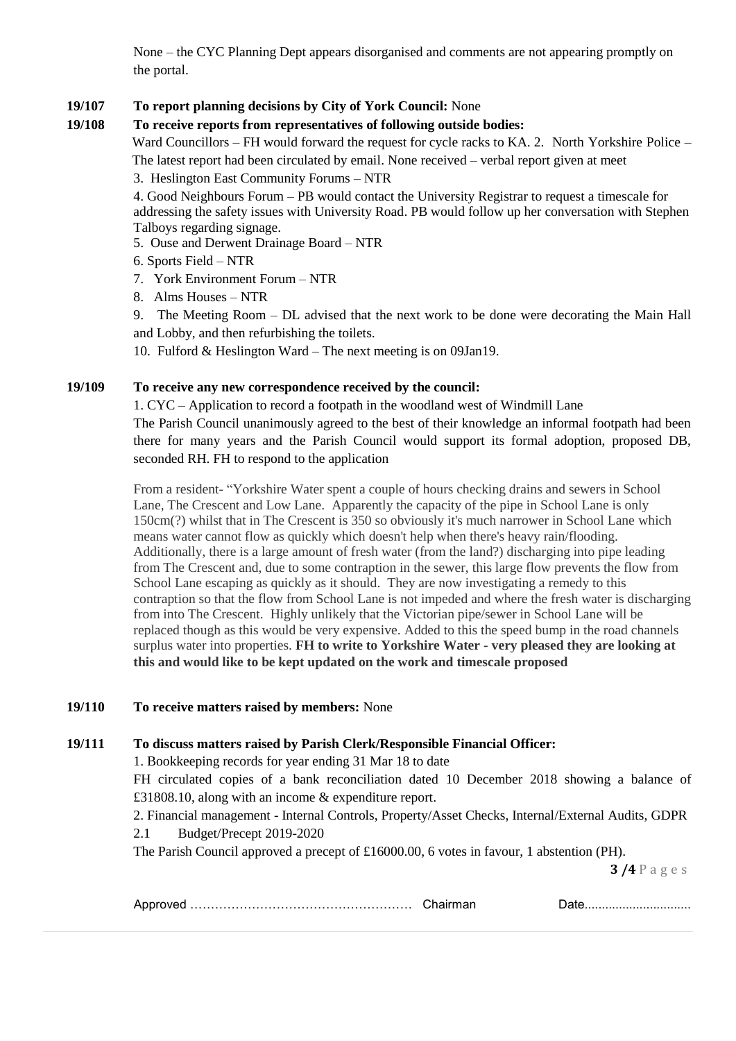None – the CYC Planning Dept appears disorganised and comments are not appearing promptly on the portal.

**19/107 To report planning decisions by City of York Council:** None

**19/108 To receive reports from representatives of following outside bodies:**

Ward Councillors – FH would forward the request for cycle racks to KA. 2. North Yorkshire Police – The latest report had been circulated by email. None received – verbal report given at meet

3. Heslington East Community Forums – NTR

4. Good Neighbours Forum – PB would contact the University Registrar to request a timescale for addressing the safety issues with University Road. PB would follow up her conversation with Stephen Talboys regarding signage.

5. Ouse and Derwent Drainage Board – NTR

6. Sports Field – NTR

7. York Environment Forum – NTR

8. Alms Houses – NTR

9. The Meeting Room – DL advised that the next work to be done were decorating the Main Hall and Lobby, and then refurbishing the toilets.

10. Fulford & Heslington Ward – The next meeting is on 09Jan19.

**19/109 To receive any new correspondence received by the council:**

1. CYC – Application to record a footpath in the woodland west of Windmill Lane

The Parish Council unanimously agreed to the best of their knowledge an informal footpath had been there for many years and the Parish Council would support its formal adoption, proposed DB, seconded RH. FH to respond to the application

From a resident- "Yorkshire Water spent a couple of hours checking drains and sewers in School Lane, The Crescent and Low Lane. Apparently the capacity of the pipe in School Lane is only 150cm(?) whilst that in The Crescent is 350 so obviously it's much narrower in School Lane which means water cannot flow as quickly which doesn't help when there's heavy rain/flooding. Additionally, there is a large amount of fresh water (from the land?) discharging into pipe leading from The Crescent and, due to some contraption in the sewer, this large flow prevents the flow from School Lane escaping as quickly as it should. They are now investigating a remedy to this contraption so that the flow from School Lane is not impeded and where the fresh water is discharging from into The Crescent. Highly unlikely that the Victorian pipe/sewer in School Lane will be replaced though as this would be very expensive. Added to this the speed bump in the road channels surplus water into properties. **FH to write to Yorkshire Water - very pleased they are looking at this and would like to be kept updated on the work and timescale proposed**

**19/110 To receive matters raised by members:** None

**19/111 To discuss matters raised by Parish Clerk/Responsible Financial Officer:**

1. Bookkeeping records for year ending 31 Mar 18 to date

FH circulated copies of a bank reconciliation dated 10 December 2018 showing a balance of £31808.10, along with an income & expenditure report.

2. Financial management - Internal Controls, Property/Asset Checks, Internal/External Audits, GDPR

2.1 Budget/Precept 2019-2020

The Parish Council approved a precept of £16000.00, 6 votes in favour, 1 abstention (PH).

Approved …………………………………………… Chairman Date..............................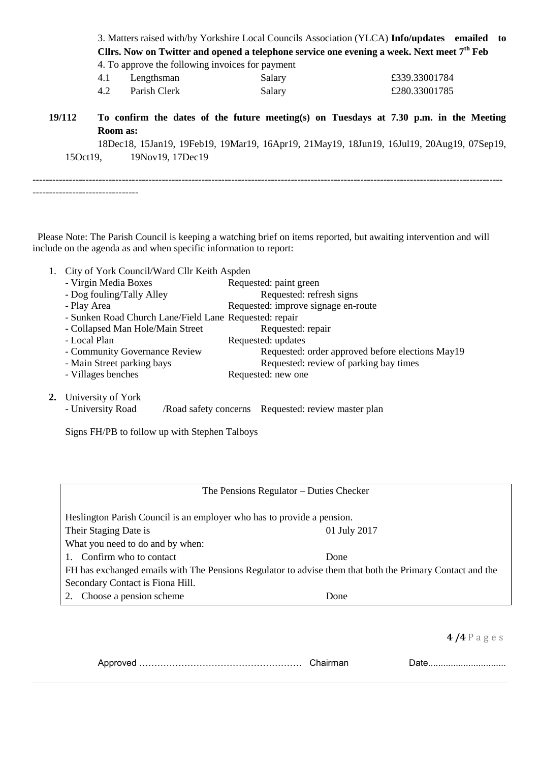3. Matters raised with/by Yorkshire Local Councils Association (YLCA) **Info/updates emailed to Cllrs. Now on Twitter and opened a telephone service one evening a week. Next meet 7th Feb**

4. To approve the following invoices for payment

| | | | |
|---|---|---|---|
| 4.1 | Lengthsman | Salary | £339.33001784 |
| 4.2 | Parish Clerk | Salary | £280.33001785 |

**19/112 To confirm the dates of the future meeting(s) on Tuesdays at 7.30 p.m. in the Meeting Room as:**

18Dec18, 15Jan19, 19Feb19, 19Mar19, 16Apr19, 21May19, 18Jun19, 16Jul19, 20Aug19, 07Sep19, 15Oct19, 19Nov19, 17Dec19

---

Please Note: The Parish Council is keeping a watching brief on items reported, but awaiting intervention and will include on the agenda as and when specific information to report:

1. City of York Council/Ward Cllr Keith Aspden

| | |
|---|---|
| - Virgin Media Boxes | Requested: paint green |
| - Dog fouling/Tally Alley | Requested: refresh signs |
| - Play Area | Requested: improve signage en-route |
| - Sunken Road Church Lane/Field Lane | Requested: repair |
| - Collapsed Man Hole/Main Street | Requested: repair |
| - Local Plan | Requested: updates |
| - Community Governance Review | Requested: order approved before elections May19 |
| - Main Street parking bays | Requested: review of parking bay times |
| - Villages benches | Requested: new one |

2. **University of York**
   - University Road /Road safety concerns Requested: review master plan

   Signs FH/PB to follow up with Stephen Talboys

| The Pensions Regulator – Duties Checker | |
|---|---|
| Heslington Parish Council is an employer who has to provide a pension. | |
| Their Staging Date is | 01 July 2017 |
| What you need to do and by when: | |
| 1. Confirm who to contact | Done |
| FH has exchanged emails with The Pensions Regulator to advise them that both the Primary Contact and the Secondary Contact is Fiona Hill. | |
| 2. Choose a pension scheme | Done |

Approved ……………………………………………… Chairman Date..............................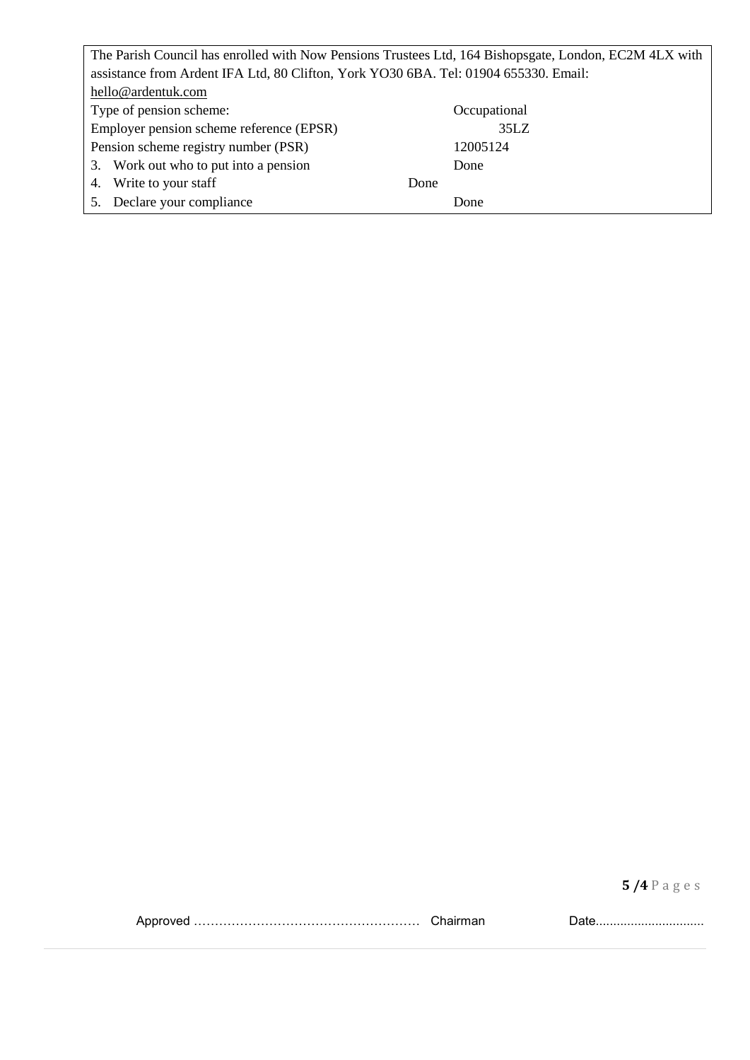| | |
|---|---|
| The Parish Council has enrolled with Now Pensions Trustees Ltd, 164 Bishopsgate, London, EC2M 4LX with assistance from Ardent IFA Ltd, 80 Clifton, York YO30 6BA. Tel: 01904 655330. Email: hello@ardentuk.com | |
| Type of pension scheme: | Occupational |
| Employer pension scheme reference (EPSR) | 35LZ |
| Pension scheme registry number (PSR) | 12005124 |
| 3. Work out who to put into a pension | Done |
| 4. Write to your staff | Done |
| 5. Declare your compliance | Done |

Approved …………………………………………… Chairman Date..............................